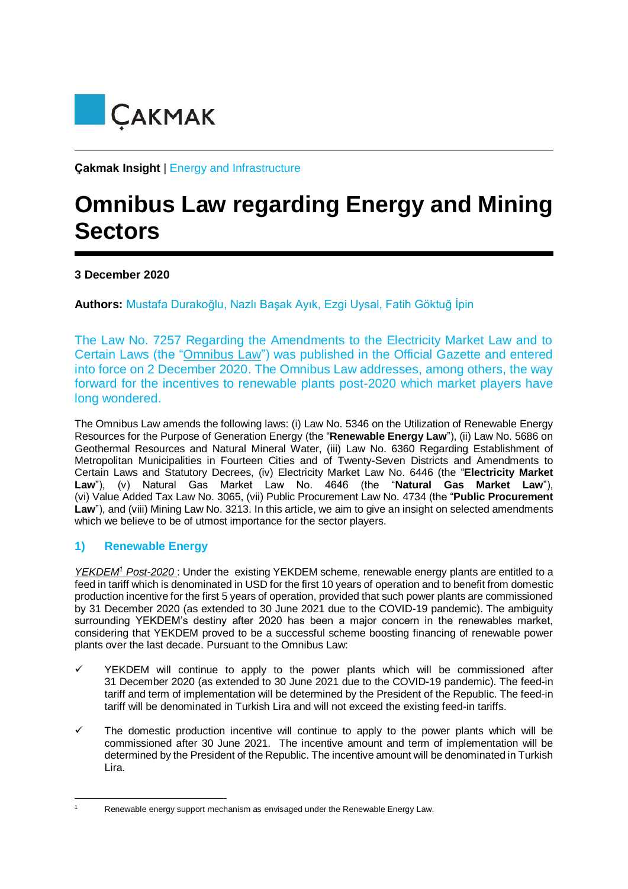ÇAKMAK

**Çakmak Insight** | Energy and Infrastructure

# Omnibus Law regarding Energy and Mining Sectors

**3 December 2020**

**Authors:** Mustafa Durakoğlu, Nazlı Başak Ayık, Ezgi Uysal, Fatih Göktuğ İpin

The Law No. 7257 Regarding the Amendments to the Electricity Market Law and to Certain Laws (the "Omnibus Law") was published in the Official Gazette and entered into force on 2 December 2020. The Omnibus Law addresses, among others, the way forward for the incentives to renewable plants post-2020 which market players have long wondered.

The Omnibus Law amends the following laws: (i) Law No. 5346 on the Utilization of Renewable Energy Resources for the Purpose of Generation Energy (the "**Renewable Energy Law**"), (ii) Law No. 5686 on Geothermal Resources and Natural Mineral Water, (iii) Law No. 6360 Regarding Establishment of Metropolitan Municipalities in Fourteen Cities and of Twenty-Seven Districts and Amendments to Certain Laws and Statutory Decrees, (iv) Electricity Market Law No. 6446 (the "**Electricity Market Law**"), (v) Natural Gas Market Law No. 4646 (the "**Natural Gas Market Law**"), (vi) Value Added Tax Law No. 3065, (vii) Public Procurement Law No. 4734 (the "**Public Procurement Law**"), and (viii) Mining Law No. 3213. In this article, we aim to give an insight on selected amendments which we believe to be of utmost importance for the sector players.

## 1) Renewable Energy

*YEKDEM[1] Post-2020* : Under the existing YEKDEM scheme, renewable energy plants are entitled to a feed in tariff which is denominated in USD for the first 10 years of operation and to benefit from domestic production incentive for the first 5 years of operation, provided that such power plants are commissioned by 31 December 2020 (as extended to 30 June 2021 due to the COVID-19 pandemic). The ambiguity surrounding YEKDEM's destiny after 2020 has been a major concern in the renewables market, considering that YEKDEM proved to be a successful scheme boosting financing of renewable power plants over the last decade. Pursuant to the Omnibus Law:

- ✓ YEKDEM will continue to apply to the power plants which will be commissioned after 31 December 2020 (as extended to 30 June 2021 due to the COVID-19 pandemic). The feed-in tariff and term of implementation will be determined by the President of the Republic. The feed-in tariff will be denominated in Turkish Lira and will not exceed the existing feed-in tariffs.
- ✓ The domestic production incentive will continue to apply to the power plants which will be commissioned after 30 June 2021. The incentive amount and term of implementation will be determined by the President of the Republic. The incentive amount will be denominated in Turkish Lira.

[1] Renewable energy support mechanism as envisaged under the Renewable Energy Law.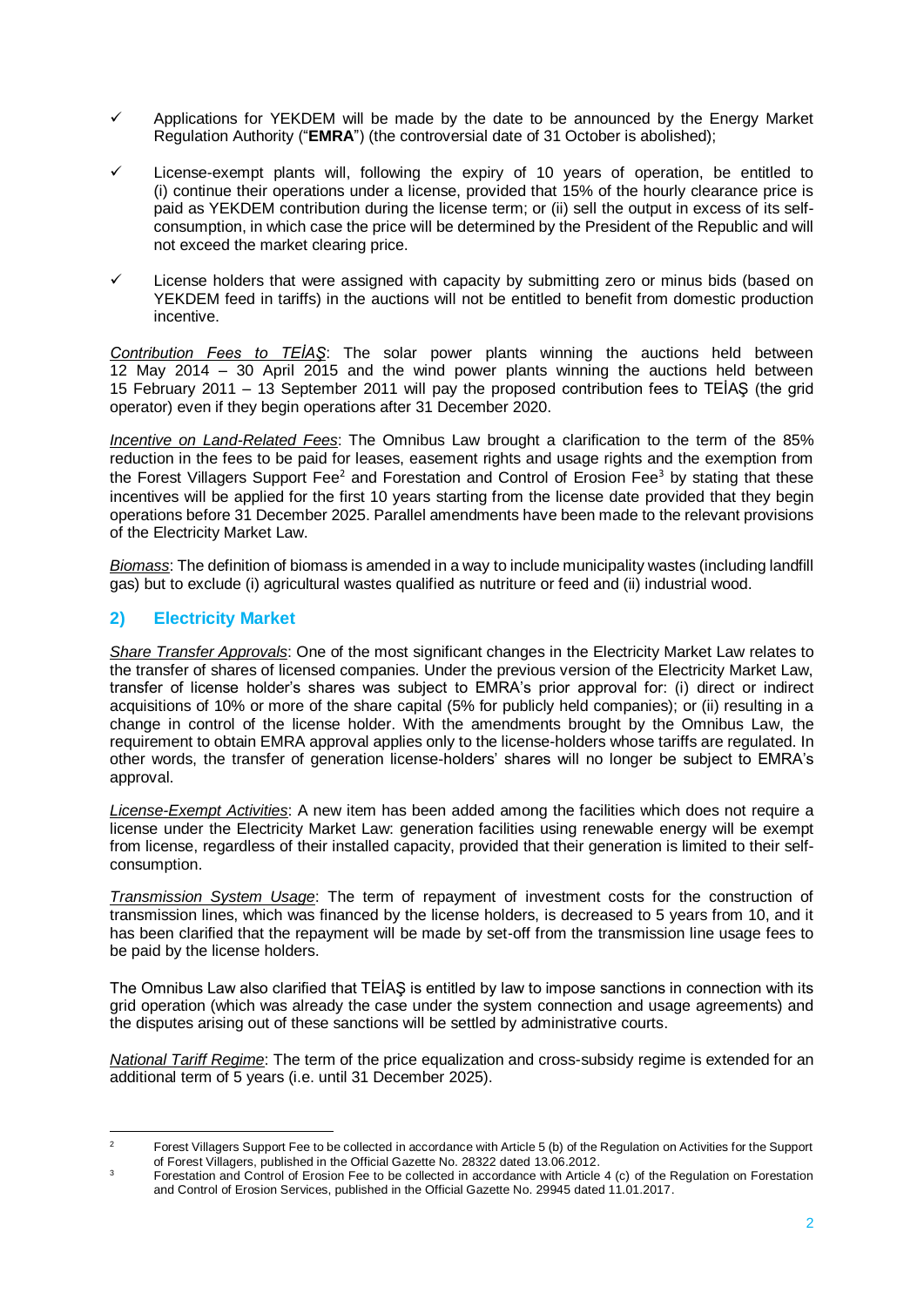- ✓ Applications for YEKDEM will be made by the date to be announced by the Energy Market Regulation Authority ("**EMRA**") (the controversial date of 31 October is abolished);
- ✓ License-exempt plants will, following the expiry of 10 years of operation, be entitled to (i) continue their operations under a license, provided that 15% of the hourly clearance price is paid as YEKDEM contribution during the license term; or (ii) sell the output in excess of its self-consumption, in which case the price will be determined by the President of the Republic and will not exceed the market clearing price.
- ✓ License holders that were assigned with capacity by submitting zero or minus bids (based on YEKDEM feed in tariffs) in the auctions will not be entitled to benefit from domestic production incentive.

*Contribution Fees to TEİAŞ*: The solar power plants winning the auctions held between 12 May 2014 – 30 April 2015 and the wind power plants winning the auctions held between 15 February 2011 – 13 September 2011 will pay the proposed contribution fees to TEİAŞ (the grid operator) even if they begin operations after 31 December 2020.

*Incentive on Land-Related Fees*: The Omnibus Law brought a clarification to the term of the 85% reduction in the fees to be paid for leases, easement rights and usage rights and the exemption from the Forest Villagers Support Fee[2] and Forestation and Control of Erosion Fee[3] by stating that these incentives will be applied for the first 10 years starting from the license date provided that they begin operations before 31 December 2025. Parallel amendments have been made to the relevant provisions of the Electricity Market Law.

*Biomass*: The definition of biomass is amended in a way to include municipality wastes (including landfill gas) but to exclude (i) agricultural wastes qualified as nutriture or feed and (ii) industrial wood.

## 2) Electricity Market

*Share Transfer Approvals*: One of the most significant changes in the Electricity Market Law relates to the transfer of shares of licensed companies. Under the previous version of the Electricity Market Law, transfer of license holder's shares was subject to EMRA's prior approval for: (i) direct or indirect acquisitions of 10% or more of the share capital (5% for publicly held companies); or (ii) resulting in a change in control of the license holder. With the amendments brought by the Omnibus Law, the requirement to obtain EMRA approval applies only to the license-holders whose tariffs are regulated. In other words, the transfer of generation license-holders' shares will no longer be subject to EMRA's approval.

*License-Exempt Activities*: A new item has been added among the facilities which does not require a license under the Electricity Market Law: generation facilities using renewable energy will be exempt from license, regardless of their installed capacity, provided that their generation is limited to their self-consumption.

*Transmission System Usage*: The term of repayment of investment costs for the construction of transmission lines, which was financed by the license holders, is decreased to 5 years from 10, and it has been clarified that the repayment will be made by set-off from the transmission line usage fees to be paid by the license holders.

The Omnibus Law also clarified that TEİAŞ is entitled by law to impose sanctions in connection with its grid operation (which was already the case under the system connection and usage agreements) and the disputes arising out of these sanctions will be settled by administrative courts.

*National Tariff Regime*: The term of the price equalization and cross-subsidy regime is extended for an additional term of 5 years (i.e. until 31 December 2025).

---

[2] Forest Villagers Support Fee to be collected in accordance with Article 5 (b) of the Regulation on Activities for the Support of Forest Villagers, published in the Official Gazette No. 28322 dated 13.06.2012.

[3] Forestation and Control of Erosion Fee to be collected in accordance with Article 4 (c) of the Regulation on Forestation and Control of Erosion Services, published in the Official Gazette No. 29945 dated 11.01.2017.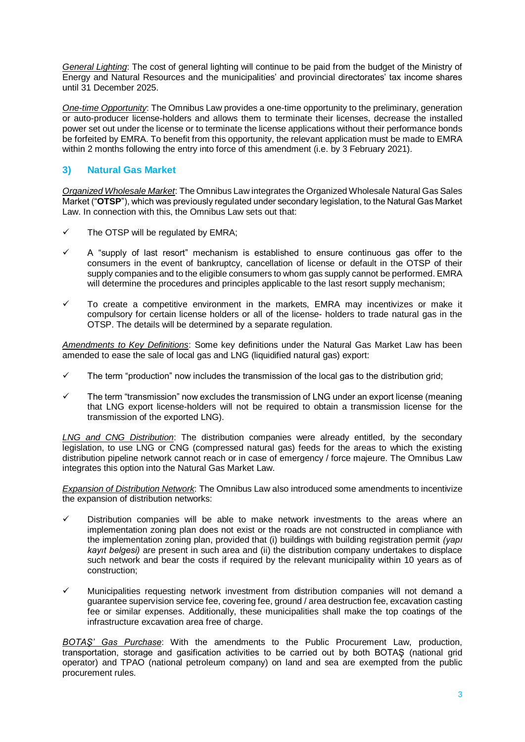*General Lighting*: The cost of general lighting will continue to be paid from the budget of the Ministry of Energy and Natural Resources and the municipalities' and provincial directorates' tax income shares until 31 December 2025.

*One-time Opportunity*: The Omnibus Law provides a one-time opportunity to the preliminary, generation or auto-producer license-holders and allows them to terminate their licenses, decrease the installed power set out under the license or to terminate the license applications without their performance bonds be forfeited by EMRA. To benefit from this opportunity, the relevant application must be made to EMRA within 2 months following the entry into force of this amendment (i.e. by 3 February 2021).

## 3) Natural Gas Market

*Organized Wholesale Market*: The Omnibus Law integrates the Organized Wholesale Natural Gas Sales Market ("**OTSP**"), which was previously regulated under secondary legislation, to the Natural Gas Market Law. In connection with this, the Omnibus Law sets out that:

- ✓ The OTSP will be regulated by EMRA;
- ✓ A "supply of last resort" mechanism is established to ensure continuous gas offer to the consumers in the event of bankruptcy, cancellation of license or default in the OTSP of their supply companies and to the eligible consumers to whom gas supply cannot be performed. EMRA will determine the procedures and principles applicable to the last resort supply mechanism;
- ✓ To create a competitive environment in the markets, EMRA may incentivizes or make it compulsory for certain license holders or all of the license- holders to trade natural gas in the OTSP. The details will be determined by a separate regulation.

*Amendments to Key Definitions*: Some key definitions under the Natural Gas Market Law has been amended to ease the sale of local gas and LNG (liquidified natural gas) export:

- ✓ The term "production" now includes the transmission of the local gas to the distribution grid;
- ✓ The term "transmission" now excludes the transmission of LNG under an export license (meaning that LNG export license-holders will not be required to obtain a transmission license for the transmission of the exported LNG).

*LNG and CNG Distribution*: The distribution companies were already entitled, by the secondary legislation, to use LNG or CNG (compressed natural gas) feeds for the areas to which the existing distribution pipeline network cannot reach or in case of emergency / force majeure. The Omnibus Law integrates this option into the Natural Gas Market Law.

*Expansion of Distribution Network*: The Omnibus Law also introduced some amendments to incentivize the expansion of distribution networks:

- ✓ Distribution companies will be able to make network investments to the areas where an implementation zoning plan does not exist or the roads are not constructed in compliance with the implementation zoning plan, provided that (i) buildings with building registration permit *(yapı kayıt belgesi)* are present in such area and (ii) the distribution company undertakes to displace such network and bear the costs if required by the relevant municipality within 10 years as of construction;
- ✓ Municipalities requesting network investment from distribution companies will not demand a guarantee supervision service fee, covering fee, ground / area destruction fee, excavation casting fee or similar expenses. Additionally, these municipalities shall make the top coatings of the infrastructure excavation area free of charge.

*BOTAŞ' Gas Purchase*: With the amendments to the Public Procurement Law, production, transportation, storage and gasification activities to be carried out by both BOTAŞ (national grid operator) and TPAO (national petroleum company) on land and sea are exempted from the public procurement rules.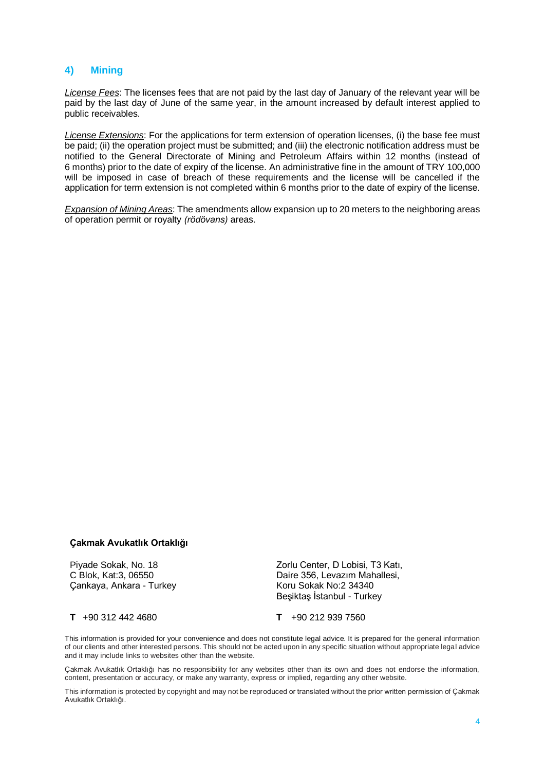## 4) Mining

*License Fees*: The licenses fees that are not paid by the last day of January of the relevant year will be paid by the last day of June of the same year, in the amount increased by default interest applied to public receivables.

*License Extensions*: For the applications for term extension of operation licenses, (i) the base fee must be paid; (ii) the operation project must be submitted; and (iii) the electronic notification address must be notified to the General Directorate of Mining and Petroleum Affairs within 12 months (instead of 6 months) prior to the date of expiry of the license. An administrative fine in the amount of TRY 100,000 will be imposed in case of breach of these requirements and the license will be cancelled if the application for term extension is not completed within 6 months prior to the date of expiry of the license.

*Expansion of Mining Areas*: The amendments allow expansion up to 20 meters to the neighboring areas of operation permit or royalty *(rödövans)* areas.

**Çakmak Avukatlık Ortaklığı**

Piyade Sokak, No. 18
C Blok, Kat:3, 06550
Çankaya, Ankara - Turkey

**T** +90 312 442 4680

Zorlu Center, D Lobisi, T3 Katı,
Daire 356, Levazım Mahallesi,
Koru Sokak No:2 34340
Beşiktaş İstanbul - Turkey

**T** +90 212 939 7560

This information is provided for your convenience and does not constitute legal advice. It is prepared for the general information of our clients and other interested persons. This should not be acted upon in any specific situation without appropriate legal advice and it may include links to websites other than the website.

Çakmak Avukatlık Ortaklığı has no responsibility for any websites other than its own and does not endorse the information, content, presentation or accuracy, or make any warranty, express or implied, regarding any other website.

This information is protected by copyright and may not be reproduced or translated without the prior written permission of Çakmak Avukatlık Ortaklığı.